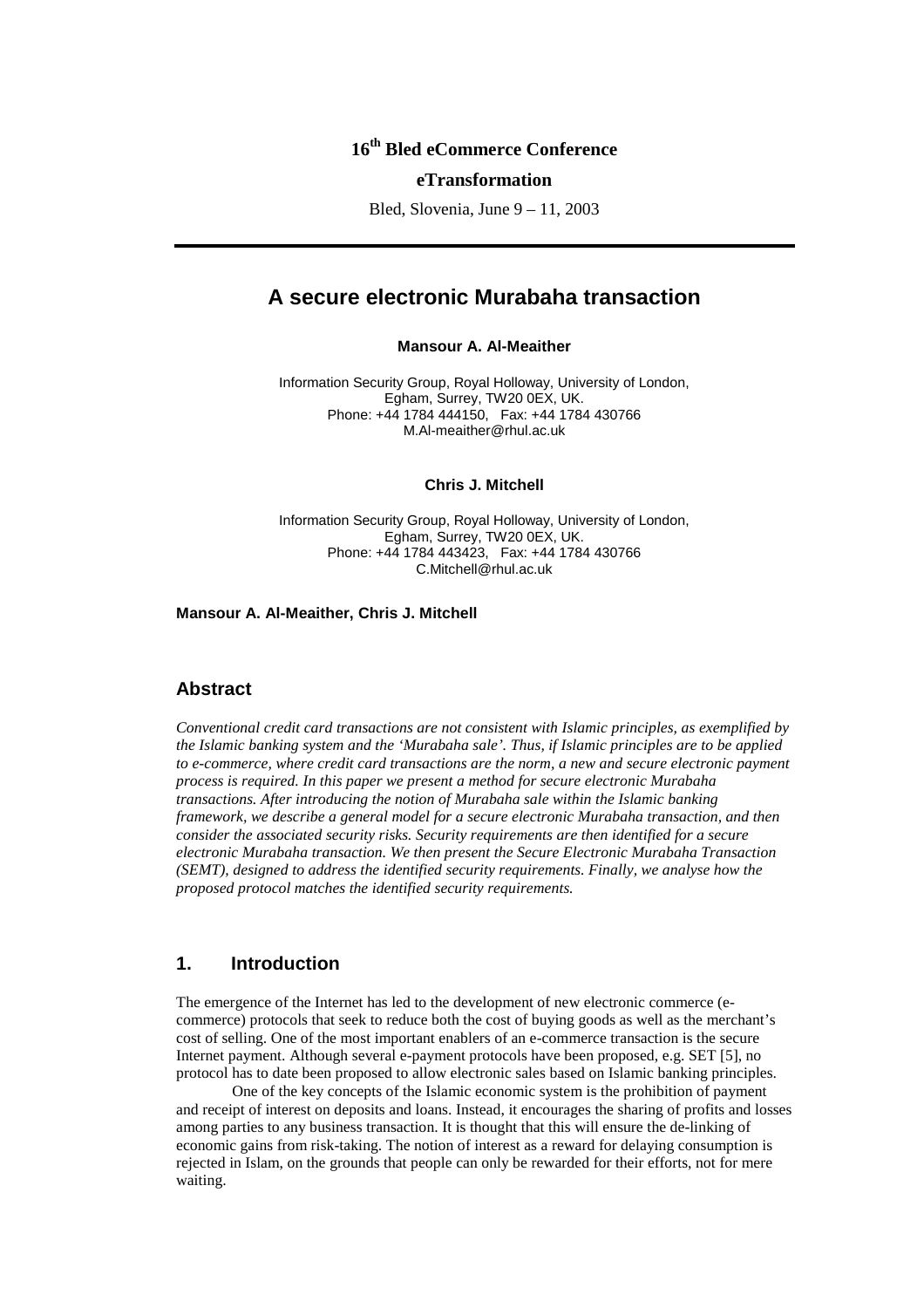**16th Bled eCommerce Conference**

**eTransformation**

Bled, Slovenia, June 9 – 11, 2003

# A secure electronic Murabaha transaction

**Mansour A. Al-Meaither**

Information Security Group, Royal Holloway, University of London,
Egham, Surrey, TW20 0EX, UK.
Phone: +44 1784 444150, Fax: +44 1784 430766
M.Al-meaither@rhul.ac.uk

**Chris J. Mitchell**

Information Security Group, Royal Holloway, University of London,
Egham, Surrey, TW20 0EX, UK.
Phone: +44 1784 443423, Fax: +44 1784 430766
C.Mitchell@rhul.ac.uk

**Mansour A. Al-Meaither, Chris J. Mitchell**

## Abstract

*Conventional credit card transactions are not consistent with Islamic principles, as exemplified by the Islamic banking system and the 'Murabaha sale'. Thus, if Islamic principles are to be applied to e-commerce, where credit card transactions are the norm, a new and secure electronic payment process is required. In this paper we present a method for secure electronic Murabaha transactions. After introducing the notion of Murabaha sale within the Islamic banking framework, we describe a general model for a secure electronic Murabaha transaction, and then consider the associated security risks. Security requirements are then identified for a secure electronic Murabaha transaction. We then present the Secure Electronic Murabaha Transaction (SEMT), designed to address the identified security requirements. Finally, we analyse how the proposed protocol matches the identified security requirements.*

## 1. Introduction

The emergence of the Internet has led to the development of new electronic commerce (e-commerce) protocols that seek to reduce both the cost of buying goods as well as the merchant's cost of selling. One of the most important enablers of an e-commerce transaction is the secure Internet payment. Although several e-payment protocols have been proposed, e.g. SET [5], no protocol has to date been proposed to allow electronic sales based on Islamic banking principles.

One of the key concepts of the Islamic economic system is the prohibition of payment and receipt of interest on deposits and loans. Instead, it encourages the sharing of profits and losses among parties to any business transaction. It is thought that this will ensure the de-linking of economic gains from risk-taking. The notion of interest as a reward for delaying consumption is rejected in Islam, on the grounds that people can only be rewarded for their efforts, not for mere waiting.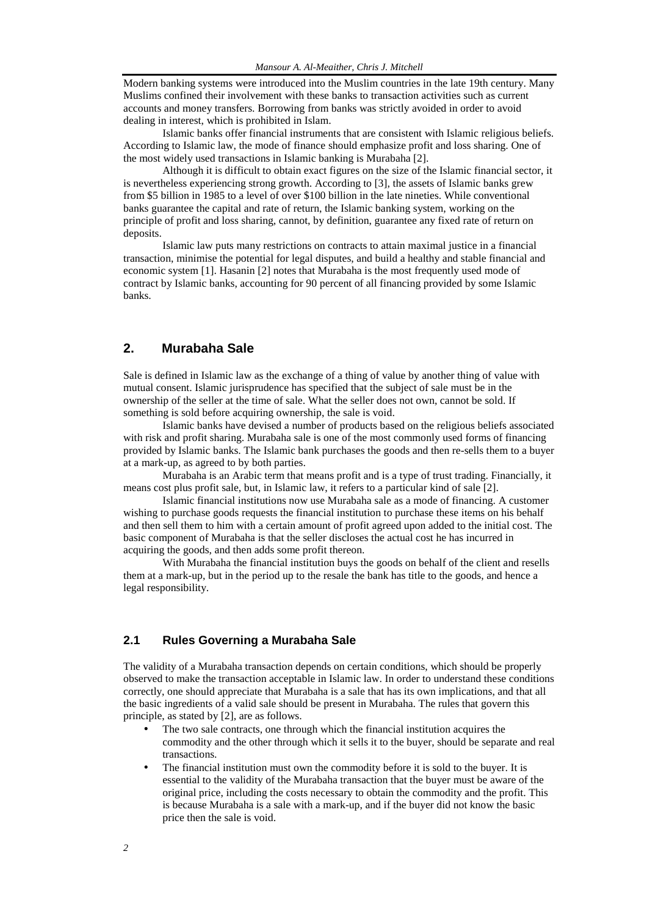Modern banking systems were introduced into the Muslim countries in the late 19th century. Many Muslims confined their involvement with these banks to transaction activities such as current accounts and money transfers. Borrowing from banks was strictly avoided in order to avoid dealing in interest, which is prohibited in Islam.

Islamic banks offer financial instruments that are consistent with Islamic religious beliefs. According to Islamic law, the mode of finance should emphasize profit and loss sharing. One of the most widely used transactions in Islamic banking is Murabaha [2].

Although it is difficult to obtain exact figures on the size of the Islamic financial sector, it is nevertheless experiencing strong growth. According to [3], the assets of Islamic banks grew from $5 billion in 1985 to a level of over $100 billion in the late nineties. While conventional banks guarantee the capital and rate of return, the Islamic banking system, working on the principle of profit and loss sharing, cannot, by definition, guarantee any fixed rate of return on deposits.

Islamic law puts many restrictions on contracts to attain maximal justice in a financial transaction, minimise the potential for legal disputes, and build a healthy and stable financial and economic system [1]. Hasanin [2] notes that Murabaha is the most frequently used mode of contract by Islamic banks, accounting for 90 percent of all financing provided by some Islamic banks.

## 2. Murabaha Sale

Sale is defined in Islamic law as the exchange of a thing of value by another thing of value with mutual consent. Islamic jurisprudence has specified that the subject of sale must be in the ownership of the seller at the time of sale. What the seller does not own, cannot be sold. If something is sold before acquiring ownership, the sale is void.

Islamic banks have devised a number of products based on the religious beliefs associated with risk and profit sharing. Murabaha sale is one of the most commonly used forms of financing provided by Islamic banks. The Islamic bank purchases the goods and then re-sells them to a buyer at a mark-up, as agreed to by both parties.

Murabaha is an Arabic term that means profit and is a type of trust trading. Financially, it means cost plus profit sale, but, in Islamic law, it refers to a particular kind of sale [2].

Islamic financial institutions now use Murabaha sale as a mode of financing. A customer wishing to purchase goods requests the financial institution to purchase these items on his behalf and then sell them to him with a certain amount of profit agreed upon added to the initial cost. The basic component of Murabaha is that the seller discloses the actual cost he has incurred in acquiring the goods, and then adds some profit thereon.

With Murabaha the financial institution buys the goods on behalf of the client and resells them at a mark-up, but in the period up to the resale the bank has title to the goods, and hence a legal responsibility.

### 2.1 Rules Governing a Murabaha Sale

The validity of a Murabaha transaction depends on certain conditions, which should be properly observed to make the transaction acceptable in Islamic law. In order to understand these conditions correctly, one should appreciate that Murabaha is a sale that has its own implications, and that all the basic ingredients of a valid sale should be present in Murabaha. The rules that govern this principle, as stated by [2], are as follows.

- The two sale contracts, one through which the financial institution acquires the commodity and the other through which it sells it to the buyer, should be separate and real transactions.
- The financial institution must own the commodity before it is sold to the buyer. It is essential to the validity of the Murabaha transaction that the buyer must be aware of the original price, including the costs necessary to obtain the commodity and the profit. This is because Murabaha is a sale with a mark-up, and if the buyer did not know the basic price then the sale is void.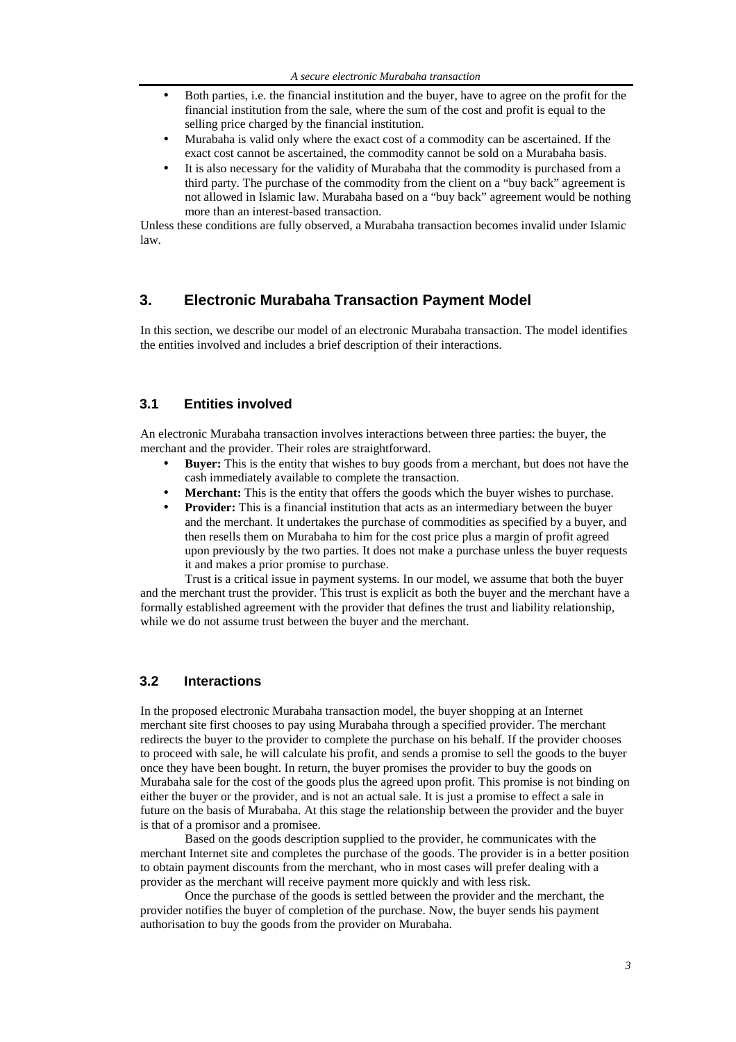- Both parties, i.e. the financial institution and the buyer, have to agree on the profit for the financial institution from the sale, where the sum of the cost and profit is equal to the selling price charged by the financial institution.
- Murabaha is valid only where the exact cost of a commodity can be ascertained. If the exact cost cannot be ascertained, the commodity cannot be sold on a Murabaha basis.
- It is also necessary for the validity of Murabaha that the commodity is purchased from a third party. The purchase of the commodity from the client on a "buy back" agreement is not allowed in Islamic law. Murabaha based on a "buy back" agreement would be nothing more than an interest-based transaction.

Unless these conditions are fully observed, a Murabaha transaction becomes invalid under Islamic law.

## 3. Electronic Murabaha Transaction Payment Model

In this section, we describe our model of an electronic Murabaha transaction. The model identifies the entities involved and includes a brief description of their interactions.

### 3.1 Entities involved

An electronic Murabaha transaction involves interactions between three parties: the buyer, the merchant and the provider. Their roles are straightforward.

- **Buyer:** This is the entity that wishes to buy goods from a merchant, but does not have the cash immediately available to complete the transaction.
- **Merchant:** This is the entity that offers the goods which the buyer wishes to purchase.
- **Provider:** This is a financial institution that acts as an intermediary between the buyer and the merchant. It undertakes the purchase of commodities as specified by a buyer, and then resells them on Murabaha to him for the cost price plus a margin of profit agreed upon previously by the two parties. It does not make a purchase unless the buyer requests it and makes a prior promise to purchase.

Trust is a critical issue in payment systems. In our model, we assume that both the buyer and the merchant trust the provider. This trust is explicit as both the buyer and the merchant have a formally established agreement with the provider that defines the trust and liability relationship, while we do not assume trust between the buyer and the merchant.

### 3.2 Interactions

In the proposed electronic Murabaha transaction model, the buyer shopping at an Internet merchant site first chooses to pay using Murabaha through a specified provider. The merchant redirects the buyer to the provider to complete the purchase on his behalf. If the provider chooses to proceed with sale, he will calculate his profit, and sends a promise to sell the goods to the buyer once they have been bought. In return, the buyer promises the provider to buy the goods on Murabaha sale for the cost of the goods plus the agreed upon profit. This promise is not binding on either the buyer or the provider, and is not an actual sale. It is just a promise to effect a sale in future on the basis of Murabaha. At this stage the relationship between the provider and the buyer is that of a promisor and a promisee.

Based on the goods description supplied to the provider, he communicates with the merchant Internet site and completes the purchase of the goods. The provider is in a better position to obtain payment discounts from the merchant, who in most cases will prefer dealing with a provider as the merchant will receive payment more quickly and with less risk.

Once the purchase of the goods is settled between the provider and the merchant, the provider notifies the buyer of completion of the purchase. Now, the buyer sends his payment authorisation to buy the goods from the provider on Murabaha.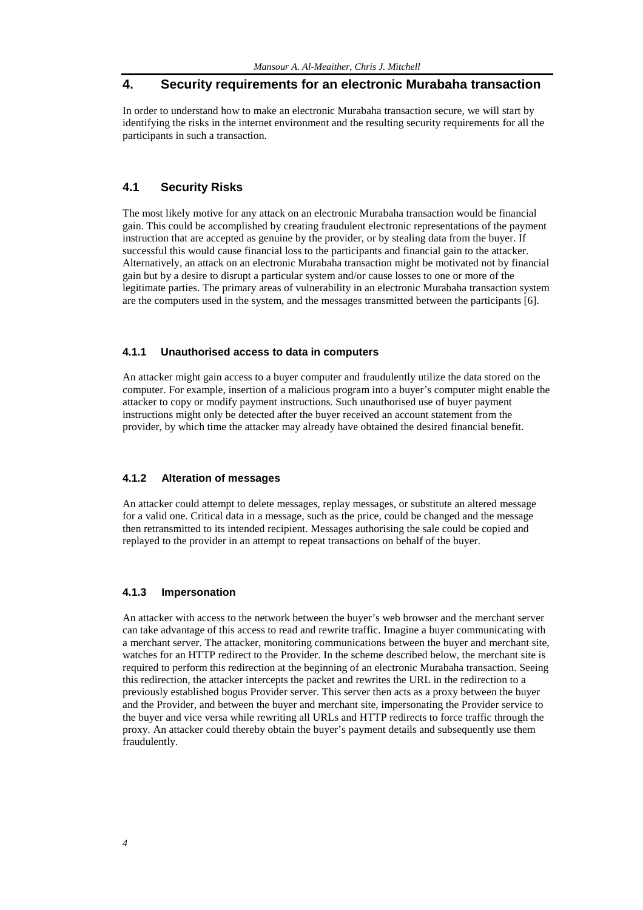## 4. Security requirements for an electronic Murabaha transaction

In order to understand how to make an electronic Murabaha transaction secure, we will start by identifying the risks in the internet environment and the resulting security requirements for all the participants in such a transaction.

### 4.1 Security Risks

The most likely motive for any attack on an electronic Murabaha transaction would be financial gain. This could be accomplished by creating fraudulent electronic representations of the payment instruction that are accepted as genuine by the provider, or by stealing data from the buyer. If successful this would cause financial loss to the participants and financial gain to the attacker. Alternatively, an attack on an electronic Murabaha transaction might be motivated not by financial gain but by a desire to disrupt a particular system and/or cause losses to one or more of the legitimate parties. The primary areas of vulnerability in an electronic Murabaha transaction system are the computers used in the system, and the messages transmitted between the participants [6].

#### 4.1.1 Unauthorised access to data in computers

An attacker might gain access to a buyer computer and fraudulently utilize the data stored on the computer. For example, insertion of a malicious program into a buyer's computer might enable the attacker to copy or modify payment instructions. Such unauthorised use of buyer payment instructions might only be detected after the buyer received an account statement from the provider, by which time the attacker may already have obtained the desired financial benefit.

#### 4.1.2 Alteration of messages

An attacker could attempt to delete messages, replay messages, or substitute an altered message for a valid one. Critical data in a message, such as the price, could be changed and the message then retransmitted to its intended recipient. Messages authorising the sale could be copied and replayed to the provider in an attempt to repeat transactions on behalf of the buyer.

#### 4.1.3 Impersonation

An attacker with access to the network between the buyer's web browser and the merchant server can take advantage of this access to read and rewrite traffic. Imagine a buyer communicating with a merchant server. The attacker, monitoring communications between the buyer and merchant site, watches for an HTTP redirect to the Provider. In the scheme described below, the merchant site is required to perform this redirection at the beginning of an electronic Murabaha transaction. Seeing this redirection, the attacker intercepts the packet and rewrites the URL in the redirection to a previously established bogus Provider server. This server then acts as a proxy between the buyer and the Provider, and between the buyer and merchant site, impersonating the Provider service to the buyer and vice versa while rewriting all URLs and HTTP redirects to force traffic through the proxy. An attacker could thereby obtain the buyer's payment details and subsequently use them fraudulently.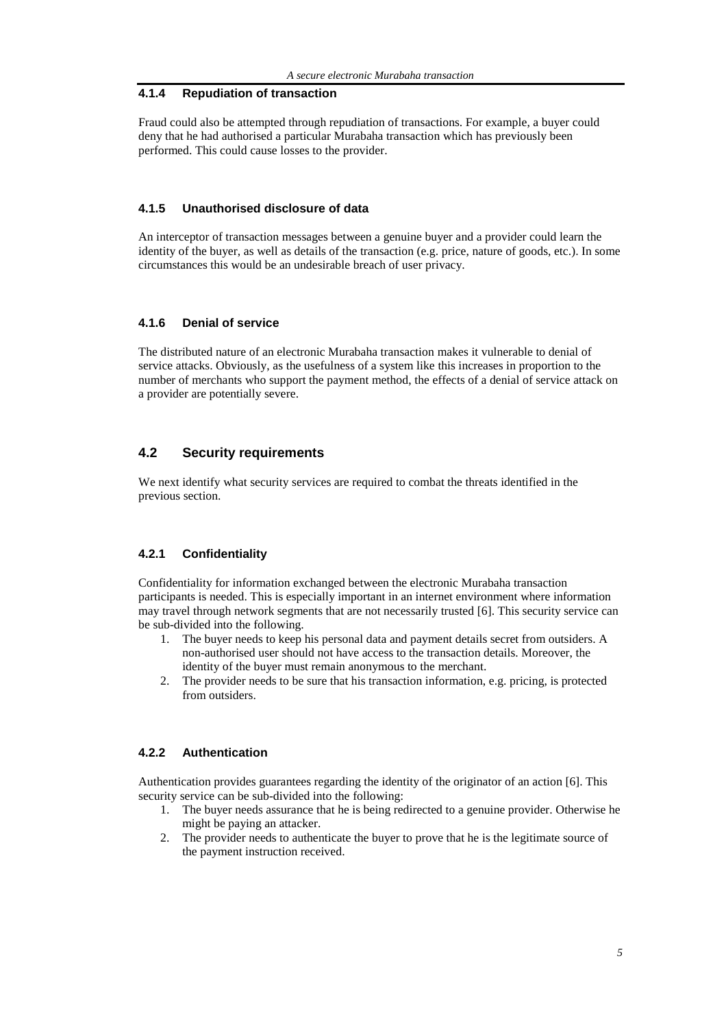#### 4.1.4 Repudiation of transaction

Fraud could also be attempted through repudiation of transactions. For example, a buyer could deny that he had authorised a particular Murabaha transaction which has previously been performed. This could cause losses to the provider.

#### 4.1.5 Unauthorised disclosure of data

An interceptor of transaction messages between a genuine buyer and a provider could learn the identity of the buyer, as well as details of the transaction (e.g. price, nature of goods, etc.). In some circumstances this would be an undesirable breach of user privacy.

#### 4.1.6 Denial of service

The distributed nature of an electronic Murabaha transaction makes it vulnerable to denial of service attacks. Obviously, as the usefulness of a system like this increases in proportion to the number of merchants who support the payment method, the effects of a denial of service attack on a provider are potentially severe.

### 4.2 Security requirements

We next identify what security services are required to combat the threats identified in the previous section.

#### 4.2.1 Confidentiality

Confidentiality for information exchanged between the electronic Murabaha transaction participants is needed. This is especially important in an internet environment where information may travel through network segments that are not necessarily trusted [6]. This security service can be sub-divided into the following.

1. The buyer needs to keep his personal data and payment details secret from outsiders. A non-authorised user should not have access to the transaction details. Moreover, the identity of the buyer must remain anonymous to the merchant.
2. The provider needs to be sure that his transaction information, e.g. pricing, is protected from outsiders.

#### 4.2.2 Authentication

Authentication provides guarantees regarding the identity of the originator of an action [6]. This security service can be sub-divided into the following:

1. The buyer needs assurance that he is being redirected to a genuine provider. Otherwise he might be paying an attacker.
2. The provider needs to authenticate the buyer to prove that he is the legitimate source of the payment instruction received.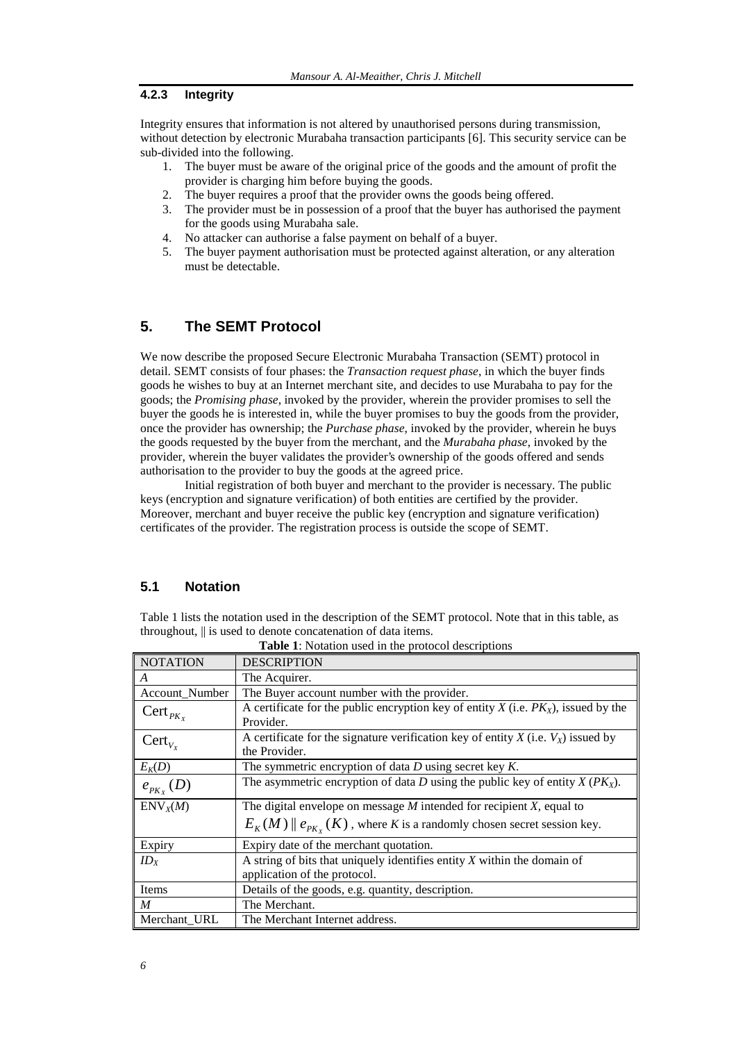### 4.2.3 Integrity

Integrity ensures that information is not altered by unauthorised persons during transmission, without detection by electronic Murabaha transaction participants [6]. This security service can be sub-divided into the following.

1. The buyer must be aware of the original price of the goods and the amount of profit the provider is charging him before buying the goods.
2. The buyer requires a proof that the provider owns the goods being offered.
3. The provider must be in possession of a proof that the buyer has authorised the payment for the goods using Murabaha sale.
4. No attacker can authorise a false payment on behalf of a buyer.
5. The buyer payment authorisation must be protected against alteration, or any alteration must be detectable.

## 5. The SEMT Protocol

We now describe the proposed Secure Electronic Murabaha Transaction (SEMT) protocol in detail. SEMT consists of four phases: the *Transaction request phase*, in which the buyer finds goods he wishes to buy at an Internet merchant site, and decides to use Murabaha to pay for the goods; the *Promising phase*, invoked by the provider, wherein the provider promises to sell the buyer the goods he is interested in, while the buyer promises to buy the goods from the provider, once the provider has ownership; the *Purchase phase*, invoked by the provider, wherein he buys the goods requested by the buyer from the merchant, and the *Murabaha phase*, invoked by the provider, wherein the buyer validates the provider's ownership of the goods offered and sends authorisation to the provider to buy the goods at the agreed price.

Initial registration of both buyer and merchant to the provider is necessary. The public keys (encryption and signature verification) of both entities are certified by the provider. Moreover, merchant and buyer receive the public key (encryption and signature verification) certificates of the provider. The registration process is outside the scope of SEMT.

### 5.1 Notation

Table 1 lists the notation used in the description of the SEMT protocol. Note that in this table, as throughout, || is used to denote concatenation of data items.

**Table 1**: Notation used in the protocol descriptions

| NOTATION | DESCRIPTION |
|---|---|
| $A$ | The Acquirer. |
| Account_Number | The Buyer account number with the provider. |
| $\mathrm{Cert}_{PK_X}$ | A certificate for the public encryption key of entity $X$ (i.e. $PK_X$), issued by the Provider. |
| $\mathrm{Cert}_{V_X}$ | A certificate for the signature verification key of entity $X$ (i.e. $V_X$) issued by the Provider. |
| $E_K(D)$ | The symmetric encryption of data $D$ using secret key $K$. |
| $e_{PK_X}(D)$ | The asymmetric encryption of data $D$ using the public key of entity $X$ ($PK_X$). |
| $\mathrm{ENV}_X(M)$ | The digital envelope on message $M$ intended for recipient $X$, equal to $E_K(M) \parallel e_{PK_X}(K)$, where $K$ is a randomly chosen secret session key. |
| Expiry | Expiry date of the merchant quotation. |
| $ID_X$ | A string of bits that uniquely identifies entity $X$ within the domain of application of the protocol. |
| Items | Details of the goods, e.g. quantity, description. |
| $M$ | The Merchant. |
| Merchant_URL | The Merchant Internet address. |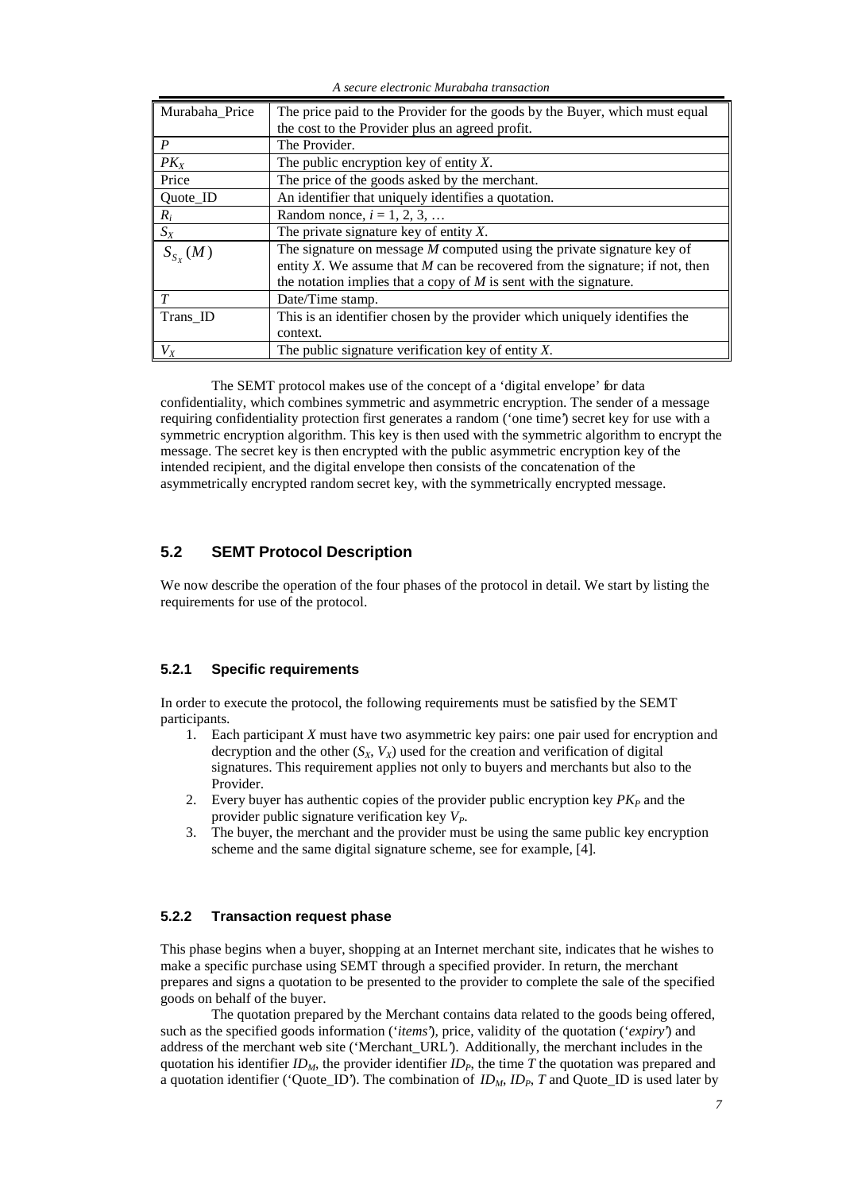| | |
|---|---|
| Murabaha_Price | The price paid to the Provider for the goods by the Buyer, which must equal the cost to the Provider plus an agreed profit. |
| $P$ | The Provider. |
| $PK_X$ | The public encryption key of entity $X$. |
| Price | The price of the goods asked by the merchant. |
| Quote_ID | An identifier that uniquely identifies a quotation. |
| $R_i$ | Random nonce, $i = 1, 2, 3, \ldots$ |
| $S_X$ | The private signature key of entity $X$. |
| $S_{S_X}(M)$ | The signature on message $M$ computed using the private signature key of entity $X$. We assume that $M$ can be recovered from the signature; if not, then the notation implies that a copy of $M$ is sent with the signature. |
| $T$ | Date/Time stamp. |
| Trans_ID | This is an identifier chosen by the provider which uniquely identifies the context. |
| $V_X$ | The public signature verification key of entity $X$. |

The SEMT protocol makes use of the concept of a 'digital envelope' for data confidentiality, which combines symmetric and asymmetric encryption. The sender of a message requiring confidentiality protection first generates a random ('one time') secret key for use with a symmetric encryption algorithm. This key is then used with the symmetric algorithm to encrypt the message. The secret key is then encrypted with the public asymmetric encryption key of the intended recipient, and the digital envelope then consists of the concatenation of the asymmetrically encrypted random secret key, with the symmetrically encrypted message.

## 5.2 SEMT Protocol Description

We now describe the operation of the four phases of the protocol in detail. We start by listing the requirements for use of the protocol.

### 5.2.1 Specific requirements

In order to execute the protocol, the following requirements must be satisfied by the SEMT participants.

1. Each participant $X$ must have two asymmetric key pairs: one pair used for encryption and decryption and the other ($S_X$, $V_X$) used for the creation and verification of digital signatures. This requirement applies not only to buyers and merchants but also to the Provider.
2. Every buyer has authentic copies of the provider public encryption key $PK_P$ and the provider public signature verification key $V_P$.
3. The buyer, the merchant and the provider must be using the same public key encryption scheme and the same digital signature scheme, see for example, [4].

### 5.2.2 Transaction request phase

This phase begins when a buyer, shopping at an Internet merchant site, indicates that he wishes to make a specific purchase using SEMT through a specified provider. In return, the merchant prepares and signs a quotation to be presented to the provider to complete the sale of the specified goods on behalf of the buyer.

The quotation prepared by the Merchant contains data related to the goods being offered, such as the specified goods information ('*items*'), price, validity of the quotation ('*expiry*') and address of the merchant web site ('Merchant_URL'). Additionally, the merchant includes in the quotation his identifier $ID_M$, the provider identifier $ID_P$, the time $T$ the quotation was prepared and a quotation identifier ('Quote_ID'). The combination of $ID_M$, $ID_P$, $T$ and Quote_ID is used later by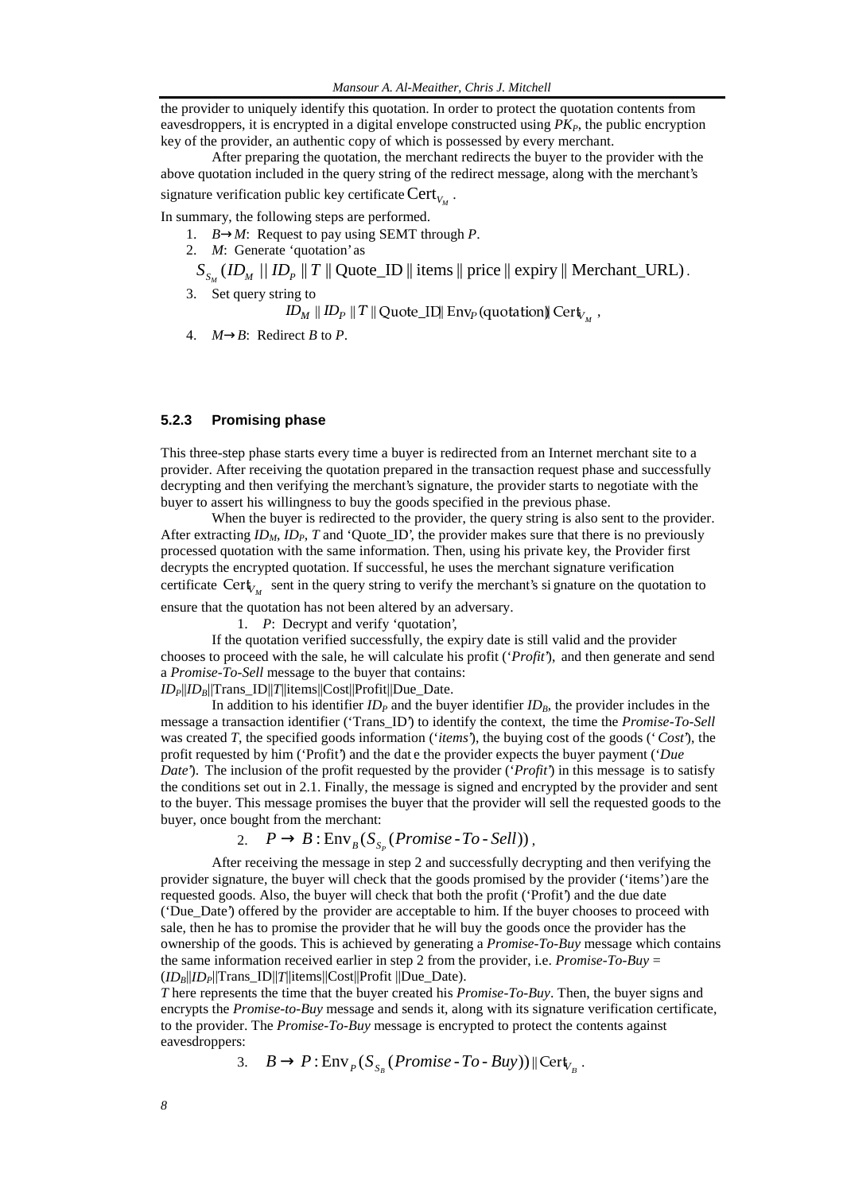the provider to uniquely identify this quotation. In order to protect the quotation contents from eavesdroppers, it is encrypted in a digital envelope constructed using $PK_P$, the public encryption key of the provider, an authentic copy of which is possessed by every merchant.

After preparing the quotation, the merchant redirects the buyer to the provider with the above quotation included in the query string of the redirect message, along with the merchant's signature verification public key certificate $\mathrm{Cert}_{V_M}$.

In summary, the following steps are performed.

1. $B \rightarrow M$: Request to pay using SEMT through $P$.
2. $M$: Generate 'quotation' as
   $$S_{S_M}(ID_M \,||\, ID_P \,||\, T \,||\, \text{Quote\_ID} \,||\, \text{items} \,||\, \text{price} \,||\, \text{expiry} \,||\, \text{Merchant\_URL}).$$
3. Set query string to
   $$ID_M \,||\, ID_P \,||\, T \,||\, \text{Quote\_ID} \,||\, \mathrm{Env}_P(\text{quotation}) \,||\, \mathrm{Cert}_{V_M},$$
4. $M \rightarrow B$: Redirect $B$ to $P$.

### 5.2.3 Promising phase

This three-step phase starts every time a buyer is redirected from an Internet merchant site to a provider. After receiving the quotation prepared in the transaction request phase and successfully decrypting and then verifying the merchant's signature, the provider starts to negotiate with the buyer to assert his willingness to buy the goods specified in the previous phase.

When the buyer is redirected to the provider, the query string is also sent to the provider. After extracting $ID_M$, $ID_P$, $T$ and 'Quote_ID', the provider makes sure that there is no previously processed quotation with the same information. Then, using his private key, the Provider first decrypts the encrypted quotation. If successful, he uses the merchant signature verification certificate $\mathrm{Cert}_{V_M}$ sent in the query string to verify the merchant's signature on the quotation to ensure that the quotation has not been altered by an adversary.

1. $P$: Decrypt and verify 'quotation',

If the quotation verified successfully, the expiry date is still valid and the provider chooses to proceed with the sale, he will calculate his profit ('*Profit*'), and then generate and send a *Promise-To-Sell* message to the buyer that contains:
$ID_P||ID_B||\text{Trans\_ID}||T||\text{items}||\text{Cost}||\text{Profit}||\text{Due\_Date}$.

In addition to his identifier $ID_P$ and the buyer identifier $ID_B$, the provider includes in the message a transaction identifier ('Trans_ID') to identify the context, the time the *Promise-To-Sell* was created $T$, the specified goods information ('*items*'), the buying cost of the goods ('*Cost*'), the profit requested by him ('Profit') and the date the provider expects the buyer payment ('*Due Date*'). The inclusion of the profit requested by the provider ('*Profit*') in this message is to satisfy the conditions set out in 2.1. Finally, the message is signed and encrypted by the provider and sent to the buyer. This message promises the buyer that the provider will sell the requested goods to the buyer, once bought from the merchant:

2. $P \rightarrow B: \mathrm{Env}_B(S_{S_P}(\textit{Promise-To-Sell}))$,

After receiving the message in step 2 and successfully decrypting and then verifying the provider signature, the buyer will check that the goods promised by the provider ('items') are the requested goods. Also, the buyer will check that both the profit ('Profit') and the due date ('Due_Date') offered by the provider are acceptable to him. If the buyer chooses to proceed with sale, then he has to promise the provider that he will buy the goods once the provider has the ownership of the goods. This is achieved by generating a *Promise-To-Buy* message which contains the same information received earlier in step 2 from the provider, i.e. *Promise-To-Buy* = ($ID_B||ID_P||\text{Trans\_ID}||T||\text{items}||\text{Cost}||\text{Profit}\,||\text{Due\_Date}$).
$T$ here represents the time that the buyer created his *Promise-To-Buy*. Then, the buyer signs and encrypts the *Promise-to-Buy* message and sends it, along with its signature verification certificate, to the provider. The *Promise-To-Buy* message is encrypted to protect the contents against eavesdroppers:

3. $B \rightarrow P: \mathrm{Env}_P(S_{S_B}(\textit{Promise-To-Buy})) \,||\, \mathrm{Cert}_{V_B}$.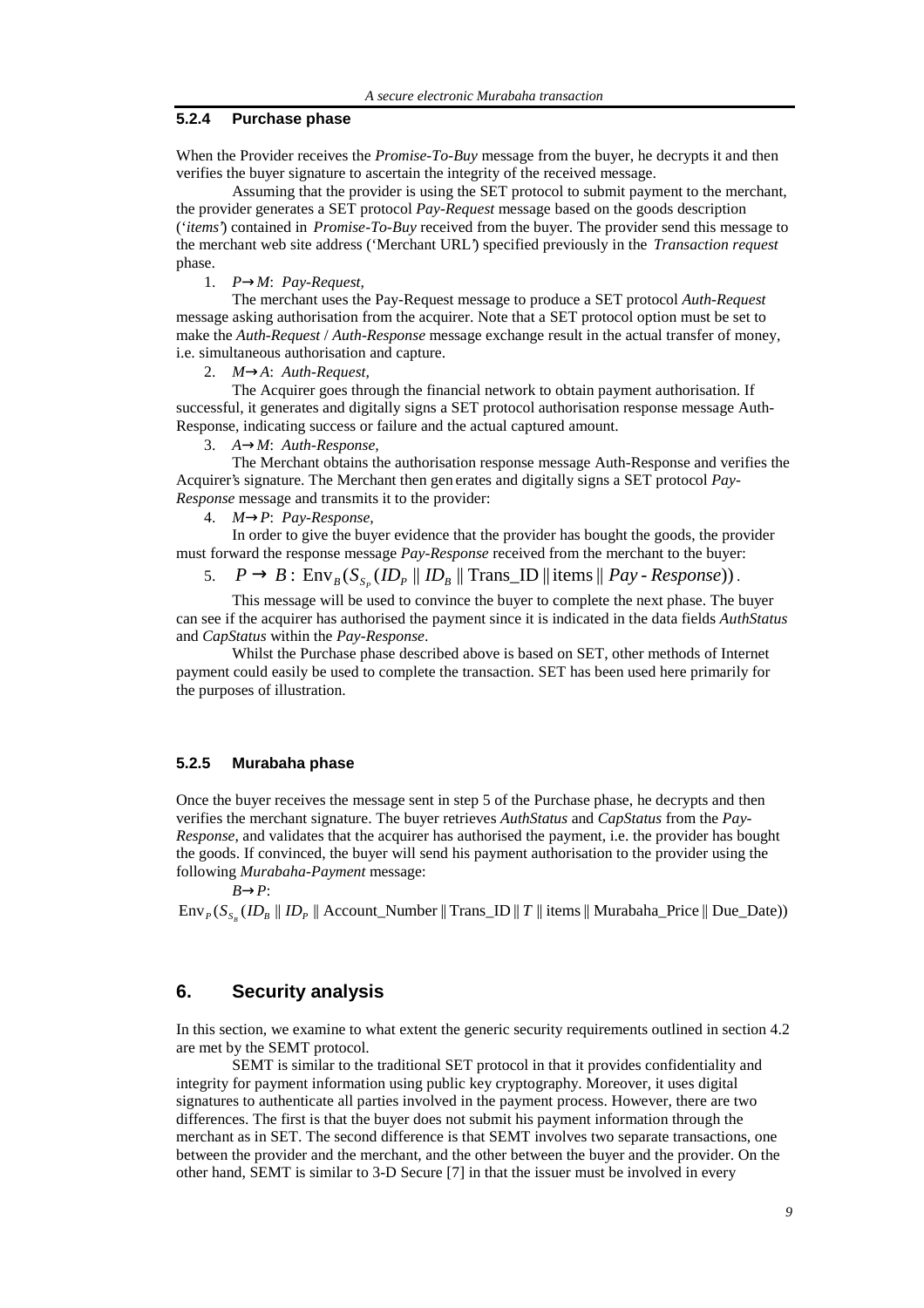### 5.2.4 Purchase phase

When the Provider receives the *Promise-To-Buy* message from the buyer, he decrypts it and then verifies the buyer signature to ascertain the integrity of the received message.

Assuming that the provider is using the SET protocol to submit payment to the merchant, the provider generates a SET protocol *Pay-Request* message based on the goods description ('*items*') contained in *Promise-To-Buy* received from the buyer. The provider send this message to the merchant web site address ('Merchant URL') specified previously in the *Transaction request* phase.

1. $P \rightarrow M$: *Pay-Request,*

The merchant uses the Pay-Request message to produce a SET protocol *Auth-Request* message asking authorisation from the acquirer. Note that a SET protocol option must be set to make the *Auth-Request* / *Auth-Response* message exchange result in the actual transfer of money, i.e. simultaneous authorisation and capture.

2. $M \rightarrow A$: *Auth-Request,*

The Acquirer goes through the financial network to obtain payment authorisation. If successful, it generates and digitally signs a SET protocol authorisation response message Auth-Response, indicating success or failure and the actual captured amount.

3. $A \rightarrow M$: *Auth-Response,*

The Merchant obtains the authorisation response message Auth-Response and verifies the Acquirer's signature. The Merchant then generates and digitally signs a SET protocol *Pay-Response* message and transmits it to the provider:

4. $M \rightarrow P$: *Pay-Response,*

In order to give the buyer evidence that the provider has bought the goods, the provider must forward the response message *Pay-Response* received from the merchant to the buyer:

5. $P \rightarrow B: \text{Env}_B(S_{S_P}(ID_P \,\|\, ID_B \,\|\, \text{Trans\_ID} \,\|\, \text{items} \,\|\, Pay\text{-}Response))$.

This message will be used to convince the buyer to complete the next phase. The buyer can see if the acquirer has authorised the payment since it is indicated in the data fields *AuthStatus* and *CapStatus* within the *Pay-Response*.

Whilst the Purchase phase described above is based on SET, other methods of Internet payment could easily be used to complete the transaction. SET has been used here primarily for the purposes of illustration.

### 5.2.5 Murabaha phase

Once the buyer receives the message sent in step 5 of the Purchase phase, he decrypts and then verifies the merchant signature. The buyer retrieves *AuthStatus* and *CapStatus* from the *Pay-Response*, and validates that the acquirer has authorised the payment, i.e. the provider has bought the goods. If convinced, the buyer will send his payment authorisation to the provider using the following *Murabaha-Payment* message:

$B \rightarrow P$:

$$\text{Env}_P(S_{S_B}(ID_B \,\|\, ID_P \,\|\, \text{Account\_Number} \,\|\, \text{Trans\_ID} \,\|\, T \,\|\, \text{items} \,\|\, \text{Murabaha\_Price} \,\|\, \text{Due\_Date}))$$

## 6. Security analysis

In this section, we examine to what extent the generic security requirements outlined in section 4.2 are met by the SEMT protocol.

SEMT is similar to the traditional SET protocol in that it provides confidentiality and integrity for payment information using public key cryptography. Moreover, it uses digital signatures to authenticate all parties involved in the payment process. However, there are two differences. The first is that the buyer does not submit his payment information through the merchant as in SET. The second difference is that SEMT involves two separate transactions, one between the provider and the merchant, and the other between the buyer and the provider. On the other hand, SEMT is similar to 3-D Secure [7] in that the issuer must be involved in every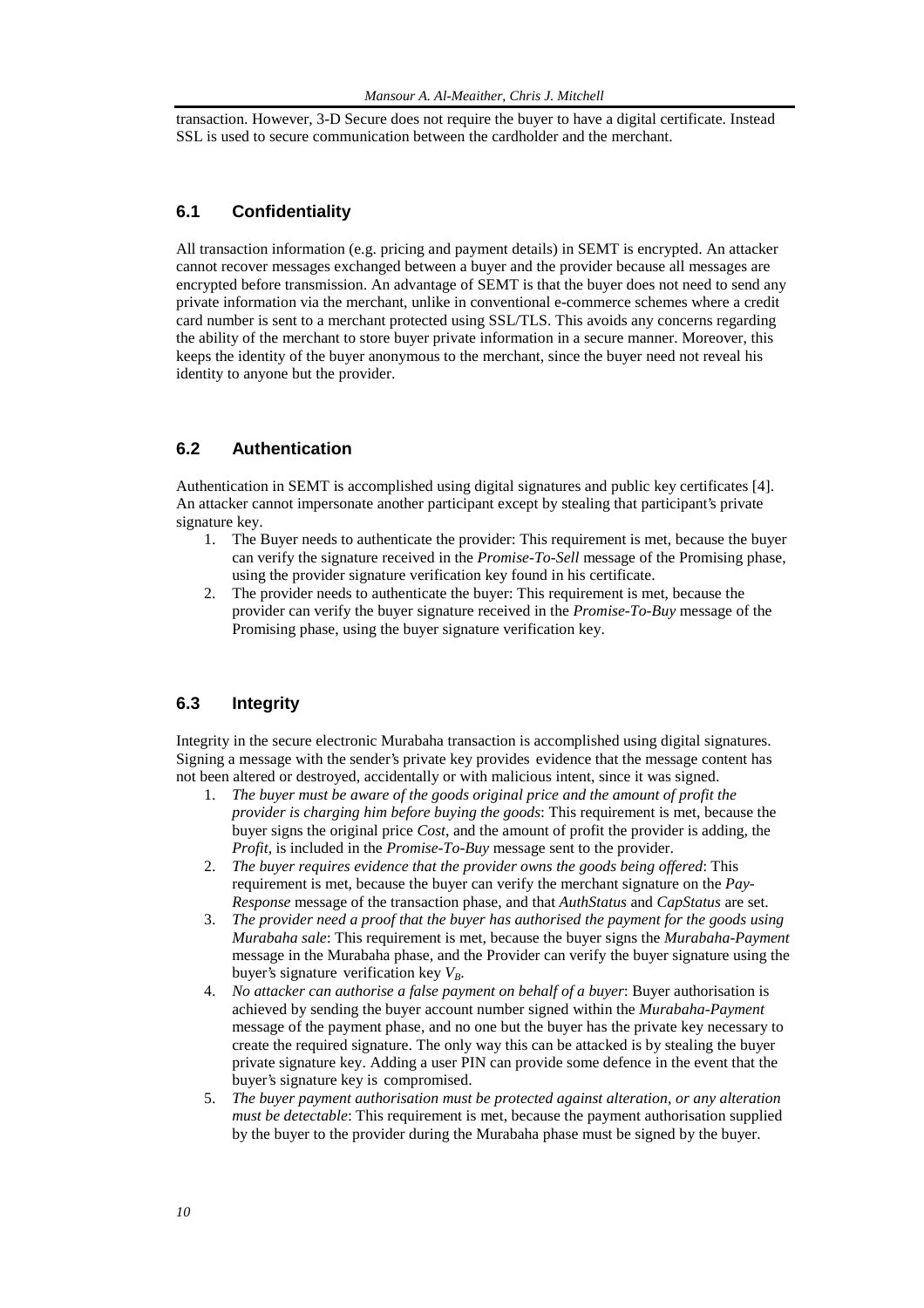transaction. However, 3-D Secure does not require the buyer to have a digital certificate. Instead SSL is used to secure communication between the cardholder and the merchant.

## 6.1 Confidentiality

All transaction information (e.g. pricing and payment details) in SEMT is encrypted. An attacker cannot recover messages exchanged between a buyer and the provider because all messages are encrypted before transmission. An advantage of SEMT is that the buyer does not need to send any private information via the merchant, unlike in conventional e-commerce schemes where a credit card number is sent to a merchant protected using SSL/TLS. This avoids any concerns regarding the ability of the merchant to store buyer private information in a secure manner. Moreover, this keeps the identity of the buyer anonymous to the merchant, since the buyer need not reveal his identity to anyone but the provider.

## 6.2 Authentication

Authentication in SEMT is accomplished using digital signatures and public key certificates [4]. An attacker cannot impersonate another participant except by stealing that participant's private signature key.

1. The Buyer needs to authenticate the provider: This requirement is met, because the buyer can verify the signature received in the *Promise-To-Sell* message of the Promising phase, using the provider signature verification key found in his certificate.
2. The provider needs to authenticate the buyer: This requirement is met, because the provider can verify the buyer signature received in the *Promise-To-Buy* message of the Promising phase, using the buyer signature verification key.

## 6.3 Integrity

Integrity in the secure electronic Murabaha transaction is accomplished using digital signatures. Signing a message with the sender's private key provides evidence that the message content has not been altered or destroyed, accidentally or with malicious intent, since it was signed.

1. *The buyer must be aware of the goods original price and the amount of profit the provider is charging him before buying the goods*: This requirement is met, because the buyer signs the original price *Cost*, and the amount of profit the provider is adding, the *Profit*, is included in the *Promise-To-Buy* message sent to the provider.
2. *The buyer requires evidence that the provider owns the goods being offered*: This requirement is met, because the buyer can verify the merchant signature on the *Pay-Response* message of the transaction phase, and that *AuthStatus* and *CapStatus* are set.
3. *The provider need a proof that the buyer has authorised the payment for the goods using Murabaha sale*: This requirement is met, because the buyer signs the *Murabaha-Payment* message in the Murabaha phase, and the Provider can verify the buyer signature using the buyer's signature verification key $V_B$.
4. *No attacker can authorise a false payment on behalf of a buyer*: Buyer authorisation is achieved by sending the buyer account number signed within the *Murabaha-Payment* message of the payment phase, and no one but the buyer has the private key necessary to create the required signature. The only way this can be attacked is by stealing the buyer private signature key. Adding a user PIN can provide some defence in the event that the buyer's signature key is compromised.
5. *The buyer payment authorisation must be protected against alteration, or any alteration must be detectable*: This requirement is met, because the payment authorisation supplied by the buyer to the provider during the Murabaha phase must be signed by the buyer.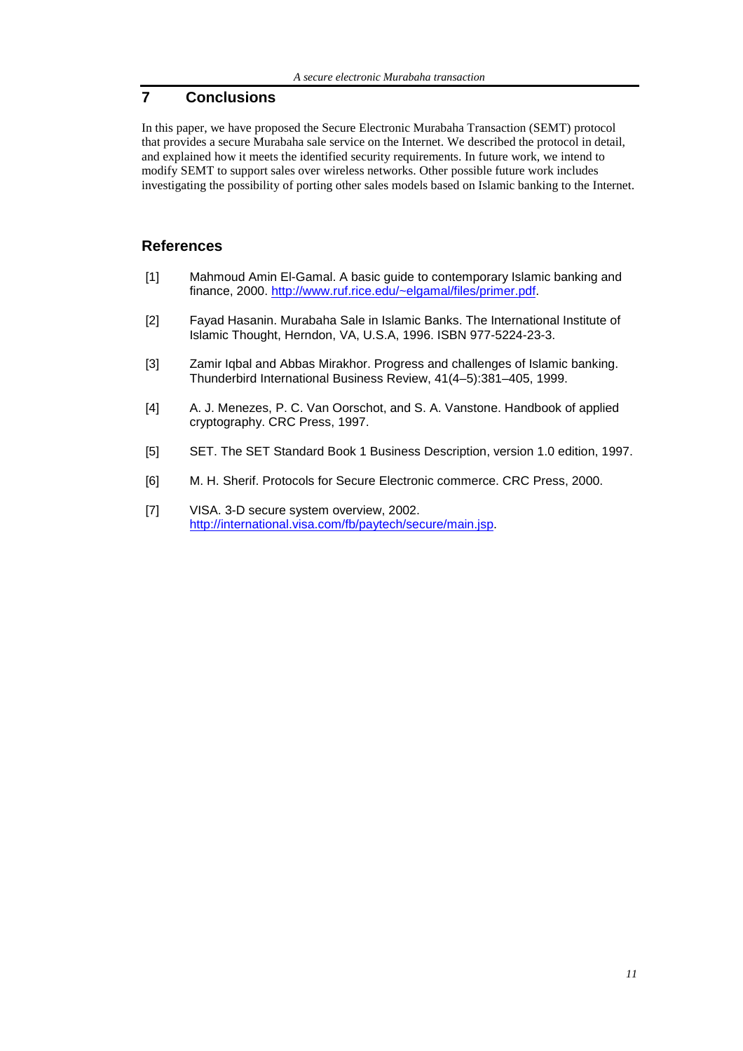## 7 Conclusions

In this paper, we have proposed the Secure Electronic Murabaha Transaction (SEMT) protocol that provides a secure Murabaha sale service on the Internet. We described the protocol in detail, and explained how it meets the identified security requirements. In future work, we intend to modify SEMT to support sales over wireless networks. Other possible future work includes investigating the possibility of porting other sales models based on Islamic banking to the Internet.

## References

[1] Mahmoud Amin El-Gamal. A basic guide to contemporary Islamic banking and finance, 2000. http://www.ruf.rice.edu/~elgamal/files/primer.pdf.

[2] Fayad Hasanin. Murabaha Sale in Islamic Banks. The International Institute of Islamic Thought, Herndon, VA, U.S.A, 1996. ISBN 977-5224-23-3.

[3] Zamir Iqbal and Abbas Mirakhor. Progress and challenges of Islamic banking. Thunderbird International Business Review, 41(4–5):381–405, 1999.

[4] A. J. Menezes, P. C. Van Oorschot, and S. A. Vanstone. Handbook of applied cryptography. CRC Press, 1997.

[5] SET. The SET Standard Book 1 Business Description, version 1.0 edition, 1997.

[6] M. H. Sherif. Protocols for Secure Electronic commerce. CRC Press, 2000.

[7] VISA. 3-D secure system overview, 2002. http://international.visa.com/fb/paytech/secure/main.jsp.